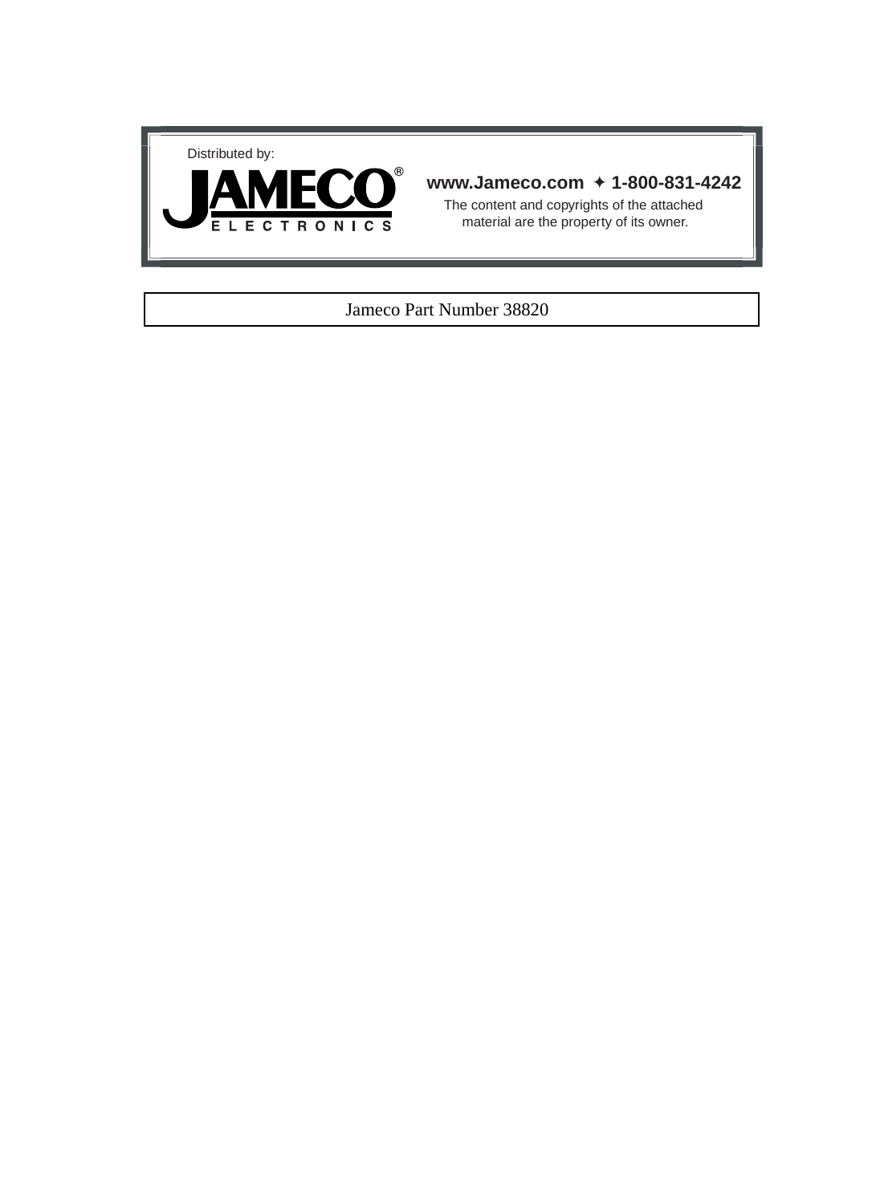Distributed by:

**JAMECO®**
ELECTRONICS

**www.Jameco.com ✦ 1-800-831-4242**

The content and copyrights of the attached material are the property of its owner.

Jameco Part Number 38820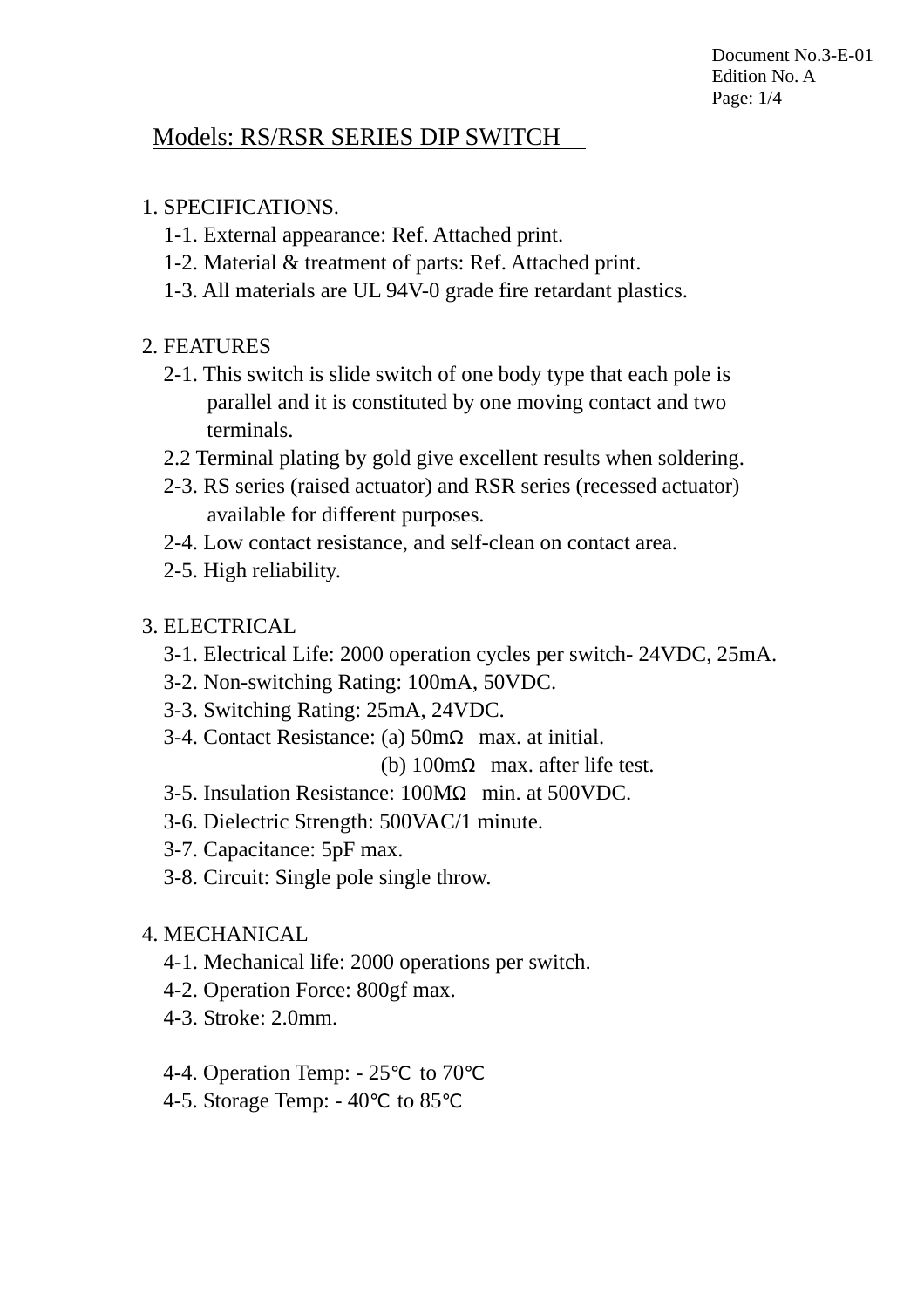Document No.3-E-01
Edition No. A

## Models: RS/RSR SERIES DIP SWITCH

1. SPECIFICATIONS.
   - 1-1. External appearance: Ref. Attached print.
   - 1-2. Material & treatment of parts: Ref. Attached print.
   - 1-3. All materials are UL 94V-0 grade fire retardant plastics.

2. FEATURES
   - 2-1. This switch is slide switch of one body type that each pole is parallel and it is constituted by one moving contact and two terminals.
   - 2.2 Terminal plating by gold give excellent results when soldering.
   - 2-3. RS series (raised actuator) and RSR series (recessed actuator) available for different purposes.
   - 2-4. Low contact resistance, and self-clean on contact area.
   - 2-5. High reliability.

3. ELECTRICAL
   - 3-1. Electrical Life: 2000 operation cycles per switch- 24VDC, 25mA.
   - 3-2. Non-switching Rating: 100mA, 50VDC.
   - 3-3. Switching Rating: 25mA, 24VDC.
   - 3-4. Contact Resistance: (a) 50mΩ max. at initial.
     (b) 100mΩ max. after life test.
   - 3-5. Insulation Resistance: 100MΩ min. at 500VDC.
   - 3-6. Dielectric Strength: 500VAC/1 minute.
   - 3-7. Capacitance: 5pF max.
   - 3-8. Circuit: Single pole single throw.

4. MECHANICAL
   - 4-1. Mechanical life: 2000 operations per switch.
   - 4-2. Operation Force: 800gf max.
   - 4-3. Stroke: 2.0mm.
   - 4-4. Operation Temp: - 25℃ to 70℃
   - 4-5. Storage Temp: - 40℃ to 85℃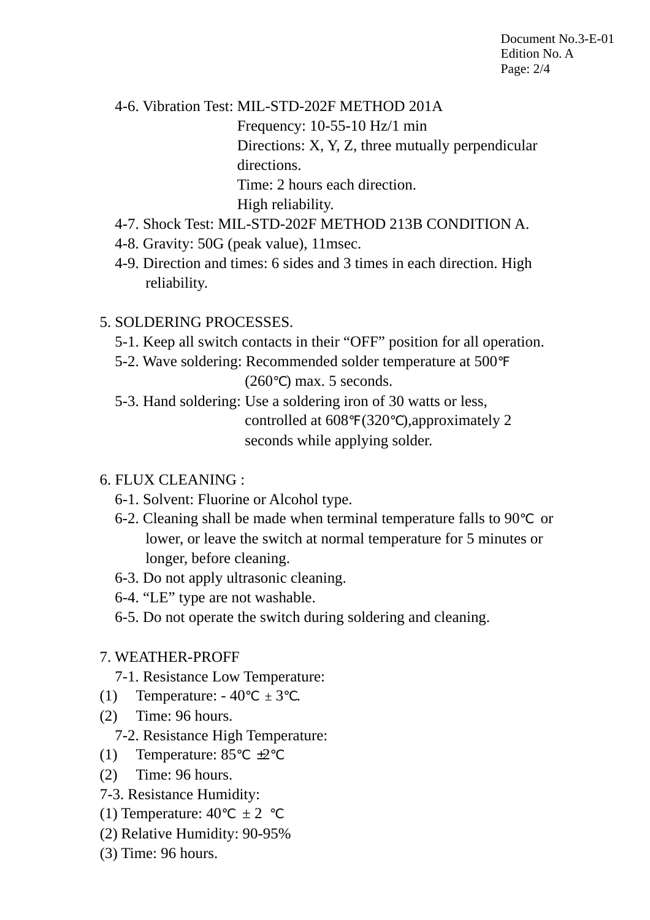4-6. Vibration Test: MIL-STD-202F METHOD 201A
Frequency: 10-55-10 Hz/1 min
Directions: X, Y, Z, three mutually perpendicular directions.
Time: 2 hours each direction.
High reliability.

4-7. Shock Test: MIL-STD-202F METHOD 213B CONDITION A.

4-8. Gravity: 50G (peak value), 11msec.

4-9. Direction and times: 6 sides and 3 times in each direction. High reliability.

5. SOLDERING PROCESSES.

5-1. Keep all switch contacts in their “OFF” position for all operation.

5-2. Wave soldering: Recommended solder temperature at 500℉ (260℃) max. 5 seconds.

5-3. Hand soldering: Use a soldering iron of 30 watts or less, controlled at 608℉(320℃),approximately 2 seconds while applying solder.

6. FLUX CLEANING :

6-1. Solvent: Fluorine or Alcohol type.

6-2. Cleaning shall be made when terminal temperature falls to 90℃ or lower, or leave the switch at normal temperature for 5 minutes or longer, before cleaning.

6-3. Do not apply ultrasonic cleaning.

6-4. “LE” type are not washable.

6-5. Do not operate the switch during soldering and cleaning.

7. WEATHER-PROFF

7-1. Resistance Low Temperature:

(1) Temperature: - 40℃ ± 3℃.

(2) Time: 96 hours.

7-2. Resistance High Temperature:

(1) Temperature: 85℃ ±2℃

(2) Time: 96 hours.

7-3. Resistance Humidity:

(1) Temperature: 40℃ ± 2 ℃

(2) Relative Humidity: 90-95%

(3) Time: 96 hours.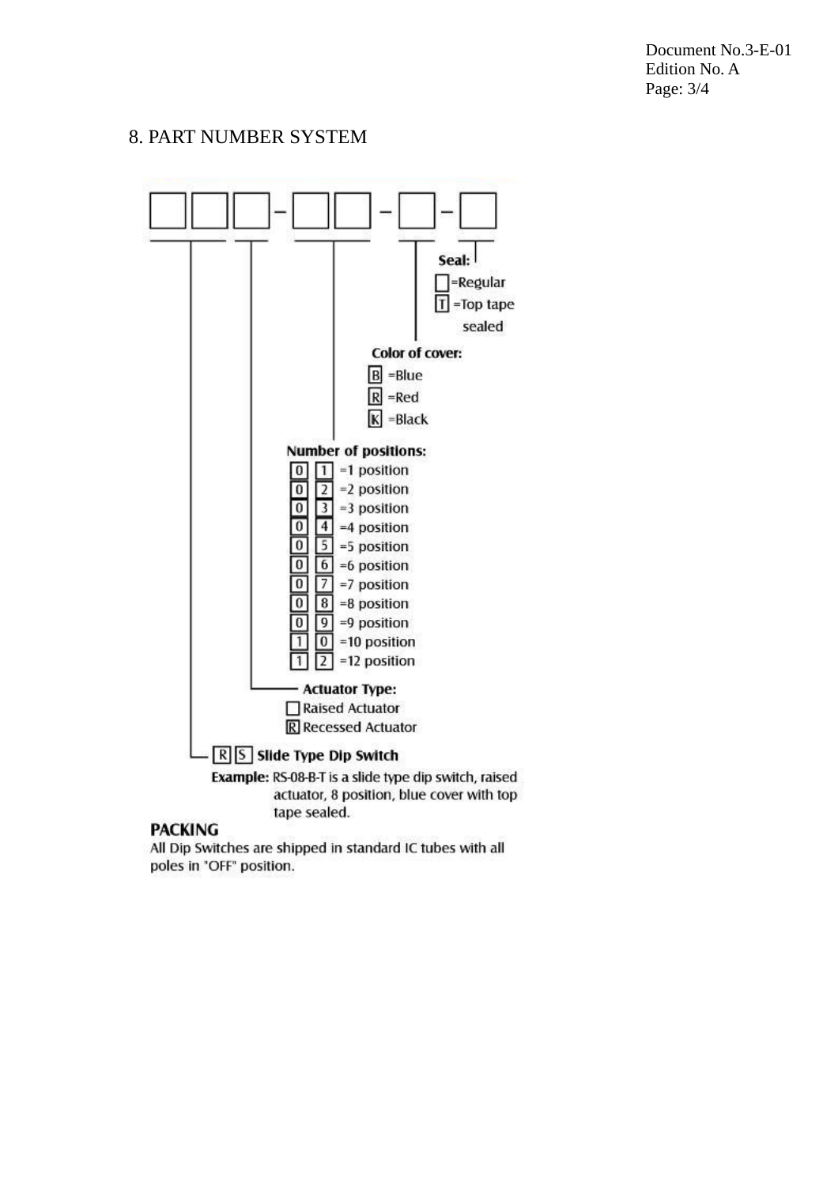## 8. PART NUMBER SYSTEM

□□□-□□-□-□

**Seal:**
- □ =Regular
- T =Top tape sealed

**Color of cover:**
- B =Blue
- R =Red
- K =Black

**Number of positions:**
- 0 1 =1 position
- 0 2 =2 position
- 0 3 =3 position
- 0 4 =4 position
- 0 5 =5 position
- 0 6 =6 position
- 0 7 =7 position
- 0 8 =8 position
- 0 9 =9 position
- 1 0 =10 position
- 1 2 =12 position

**Actuator Type:**
- □ Raised Actuator
- R Recessed Actuator

R S **Slide Type Dip Switch**

**Example:** RS-08-B-T is a slide type dip switch, raised actuator, 8 position, blue cover with top tape sealed.

**PACKING**

All Dip Switches are shipped in standard IC tubes with all poles in "OFF" position.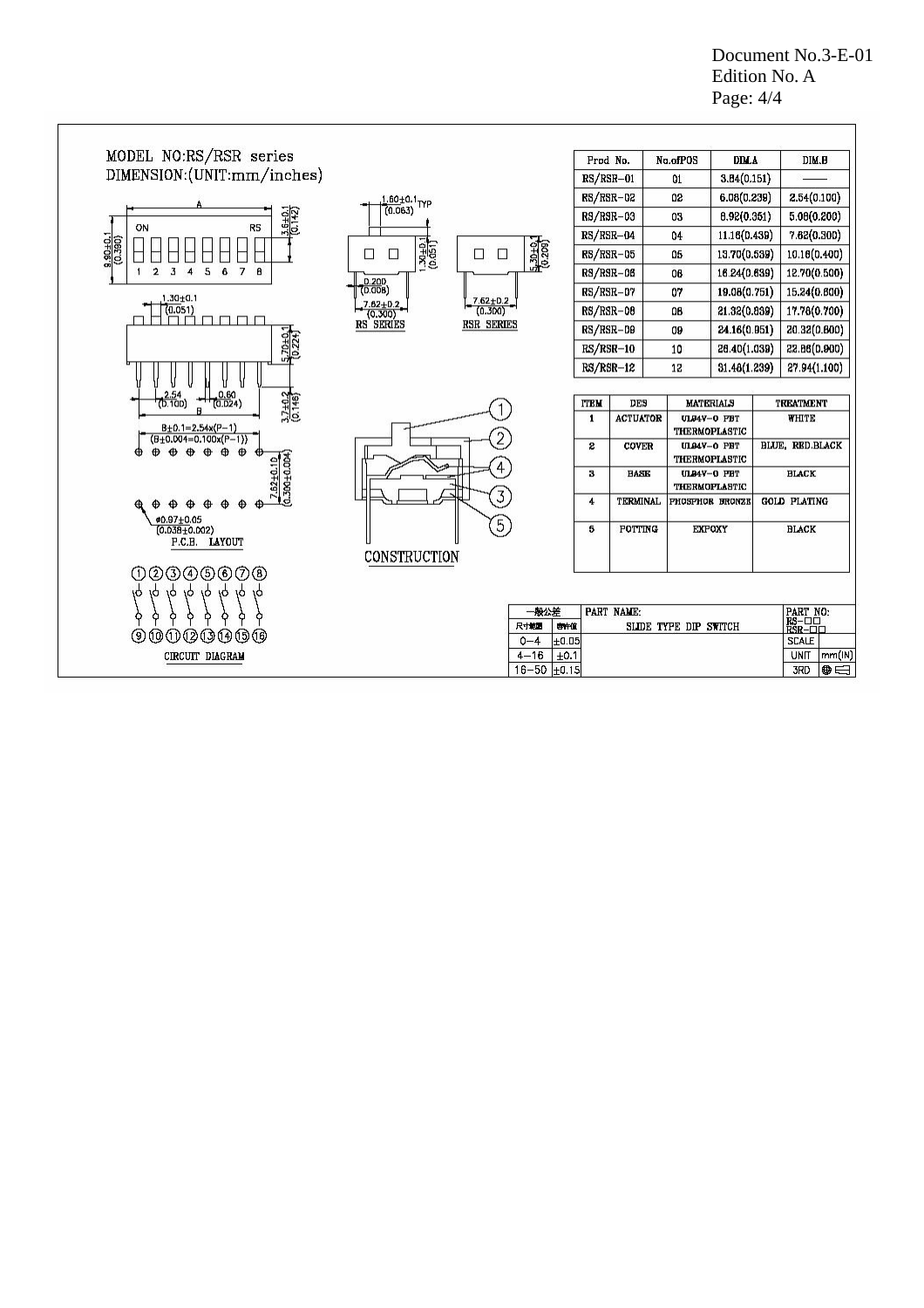MODEL NO:RS/RSR series

DIMENSION:(UNIT:mm/inches)

A

ON RS

1 2 3 4 5 6 7 8

9.90±0.1 (0.390)

3.6±0.1 (0.142)

1.30±0.1 (0.051)

5.70±0.1 (0.224)

3.7±0.2 (0.146)

2.54 (0.100)

0.60 (0.024)

B

B±0.1=2.54x(P-1)
(B±0.004=0.100x(P-1))

7.62±0.10 (0.300±0.004)

ø0.97±0.05 (0.038±0.002)

P.C.B. LAYOUT

1.60±0.1 (0.063) TYP

1.30±0.1 (0.051)

0.200 (0.008)

7.62±0.2 (0.300)

RS SERIES

5.30±0.1 (0.209)

7.62±0.2 (0.300)

RSR SERIES

CONSTRUCTION

CIRCUIT DIAGRAM

| Prod No. | No.ofPOS | DIM.A | DIM.B |
|---|---|---|---|
| RS/RSR-01 | 01 | 3.84(0.151) | —— |
| RS/RSR-02 | 02 | 6.08(0.239) | 2.54(0.100) |
| RS/RSR-03 | 03 | 8.92(0.351) | 5.08(0.200) |
| RS/RSR-04 | 04 | 11.16(0.439) | 7.62(0.300) |
| RS/RSR-05 | 05 | 13.70(0.539) | 10.16(0.400) |
| RS/RSR-06 | 06 | 16.24(0.639) | 12.70(0.500) |
| RS/RSR-07 | 07 | 19.08(0.751) | 15.24(0.600) |
| RS/RSR-08 | 08 | 21.32(0.839) | 17.78(0.700) |
| RS/RSR-09 | 09 | 24.16(0.951) | 20.32(0.800) |
| RS/RSR-10 | 10 | 26.40(1.039) | 22.86(0.900) |
| RS/RSR-12 | 12 | 31.46(1.239) | 27.94(1.100) |

| ITEM | DES | MATERIALS | TREATMENT |
|---|---|---|---|
| 1 | ACTUATOR | UL94V-0 PBT THERMOPLASTIC | WHITE |
| 2 | COVER | UL94V-0 PBT THERMOPLASTIC | BLUE, RED.BLACK |
| 3 | BASE | UL94V-0 PBT THERMOPLASTIC | BLACK |
| 4 | TERMINAL | PHOSPHOR BRONZE | GOLD PLATING |
| 5 | POTTING | EXPOXY | BLACK |

| 一般公差 | | PART NAME: | PART NO: |
|---|---|---|---|
| 尺寸範圍 | 容許值 | SLIDE TYPE DIP SWITCH | RS-□□ RSR-□□ |
| 0-4 | ±0.05 | | SCALE |
| 4-16 | ±0.1 | | UNIT mm(IN) |
| 16-50 | ±0.15 | | 3RD |